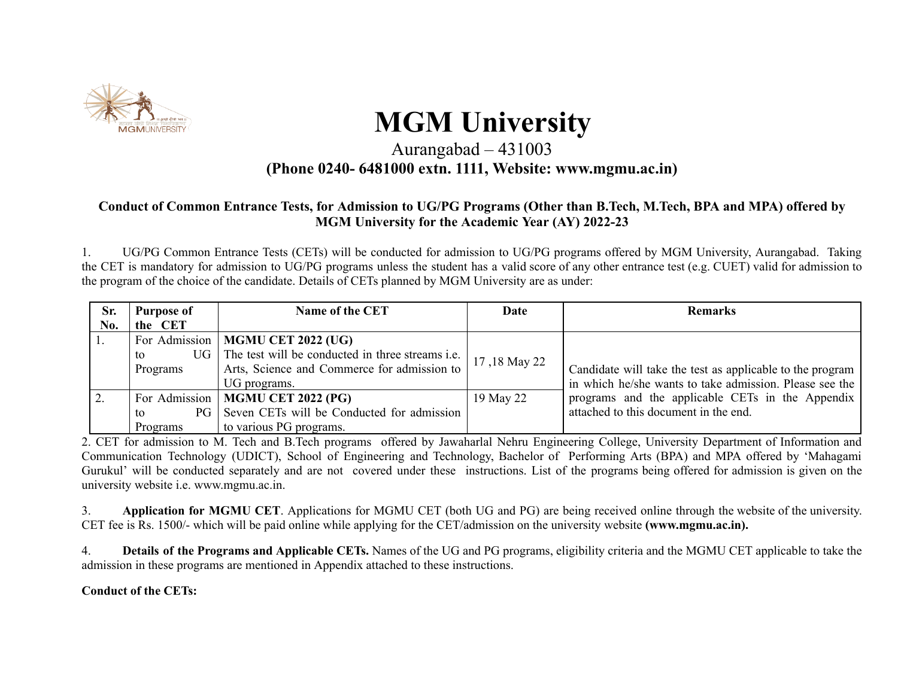# MGM University

Aurangabad – 431003

**(Phone 0240- 6481000 extn. 1111, Website: www.mgmu.ac.in)**

**Conduct of Common Entrance Tests, for Admission to UG/PG Programs (Other than B.Tech, M.Tech, BPA and MPA) offered by MGM University for the Academic Year (AY) 2022-23**

1. UG/PG Common Entrance Tests (CETs) will be conducted for admission to UG/PG programs offered by MGM University, Aurangabad. Taking the CET is mandatory for admission to UG/PG programs unless the student has a valid score of any other entrance test (e.g. CUET) valid for admission to the program of the choice of the candidate. Details of CETs planned by MGM University are as under:

| Sr. No. | Purpose of the CET | Name of the CET | Date | Remarks |
|---|---|---|---|---|
| 1. | For Admission to UG Programs | **MGMU CET 2022 (UG)** The test will be conducted in three streams i.e. Arts, Science and Commerce for admission to UG programs. | 17 ,18 May 22 | Candidate will take the test as applicable to the program in which he/she wants to take admission. Please see the programs and the applicable CETs in the Appendix attached to this document in the end. |
| 2. | For Admission to PG Programs | **MGMU CET 2022 (PG)** Seven CETs will be Conducted for admission to various PG programs. | 19 May 22 | |

2. CET for admission to M. Tech and B.Tech programs offered by Jawaharlal Nehru Engineering College, University Department of Information and Communication Technology (UDICT), School of Engineering and Technology, Bachelor of Performing Arts (BPA) and MPA offered by 'Mahagami Gurukul' will be conducted separately and are not covered under these instructions. List of the programs being offered for admission is given on the university website i.e. www.mgmu.ac.in.

3. **Application for MGMU CET**. Applications for MGMU CET (both UG and PG) are being received online through the website of the university. CET fee is Rs. 1500/- which will be paid online while applying for the CET/admission on the university website **(www.mgmu.ac.in).**

4. **Details of the Programs and Applicable CETs.** Names of the UG and PG programs, eligibility criteria and the MGMU CET applicable to take the admission in these programs are mentioned in Appendix attached to these instructions.

**Conduct of the CETs:**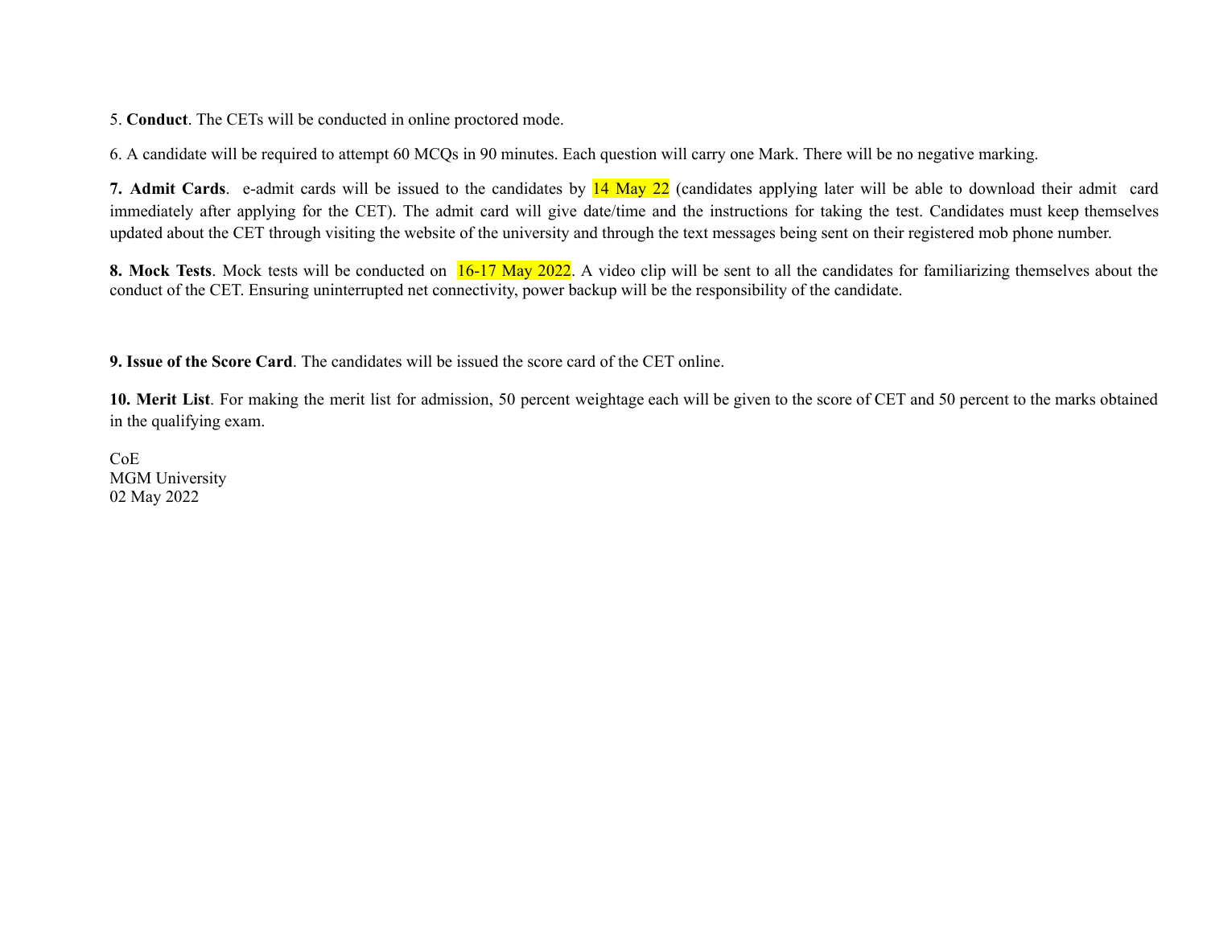5. **Conduct**. The CETs will be conducted in online proctored mode.

6. A candidate will be required to attempt 60 MCQs in 90 minutes. Each question will carry one Mark. There will be no negative marking.

**7. Admit Cards**. e-admit cards will be issued to the candidates by 14 May 22 (candidates applying later will be able to download their admit card immediately after applying for the CET). The admit card will give date/time and the instructions for taking the test. Candidates must keep themselves updated about the CET through visiting the website of the university and through the text messages being sent on their registered mob phone number.

**8. Mock Tests**. Mock tests will be conducted on 16-17 May 2022. A video clip will be sent to all the candidates for familiarizing themselves about the conduct of the CET. Ensuring uninterrupted net connectivity, power backup will be the responsibility of the candidate.

**9. Issue of the Score Card**. The candidates will be issued the score card of the CET online.

**10. Merit List**. For making the merit list for admission, 50 percent weightage each will be given to the score of CET and 50 percent to the marks obtained in the qualifying exam.

CoE  
MGM University  
02 May 2022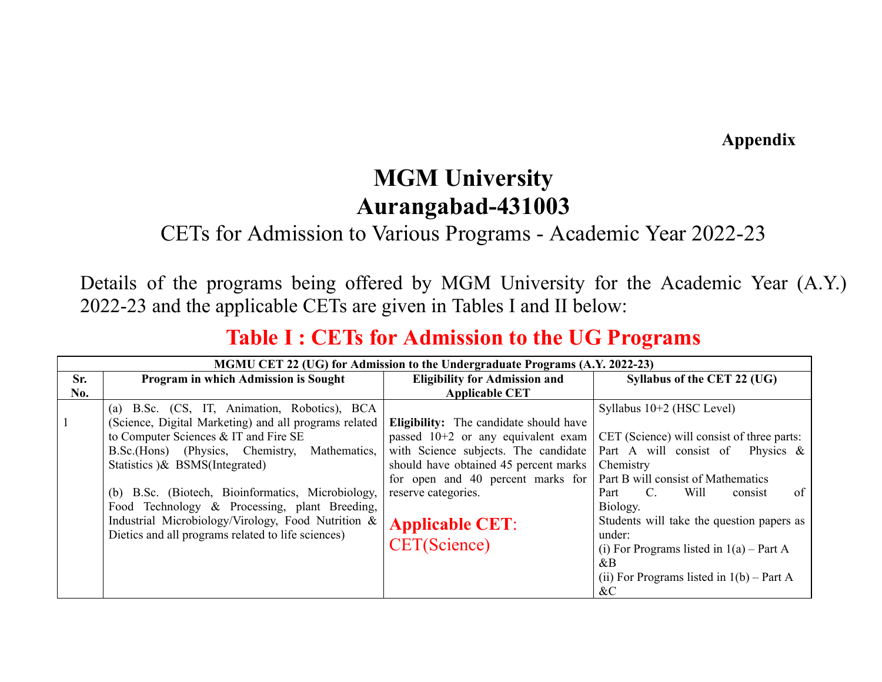**Appendix**

# MGM University
# Aurangabad-431003

## CETs for Admission to Various Programs - Academic Year 2022-23

Details of the programs being offered by MGM University for the Academic Year (A.Y.) 2022-23 and the applicable CETs are given in Tables I and II below:

## Table I : CETs for Admission to the UG Programs

| MGMU CET 22 (UG) for Admission to the Undergraduate Programs (A.Y. 2022-23) | | | |
|---|---|---|---|
| **Sr. No.** | **Program in which Admission is Sought** | **Eligibility for Admission and Applicable CET** | **Syllabus of the CET 22 (UG)** |
| 1 | (a) B.Sc. (CS, IT, Animation, Robotics), BCA (Science, Digital Marketing) and all programs related to Computer Sciences & IT and Fire SE B.Sc.(Hons) (Physics, Chemistry, Mathematics, Statistics )& BSMS(Integrated)<br><br>(b) B.Sc. (Biotech, Bioinformatics, Microbiology, Food Technology & Processing, plant Breeding, Industrial Microbiology/Virology, Food Nutrition & Dietics and all programs related to life sciences) | **Eligibility:** The candidate should have passed 10+2 or any equivalent exam with Science subjects. The candidate should have obtained 45 percent marks for open and 40 percent marks for reserve categories.<br><br>**Applicable CET**: CET(Science) | Syllabus 10+2 (HSC Level)<br><br>CET (Science) will consist of three parts:<br>Part A will consist of Physics & Chemistry<br>Part B will consist of Mathematics<br>Part C. Will consist of Biology.<br>Students will take the question papers as under:<br>(i) For Programs listed in 1(a) – Part A &B<br>(ii) For Programs listed in 1(b) – Part A &C |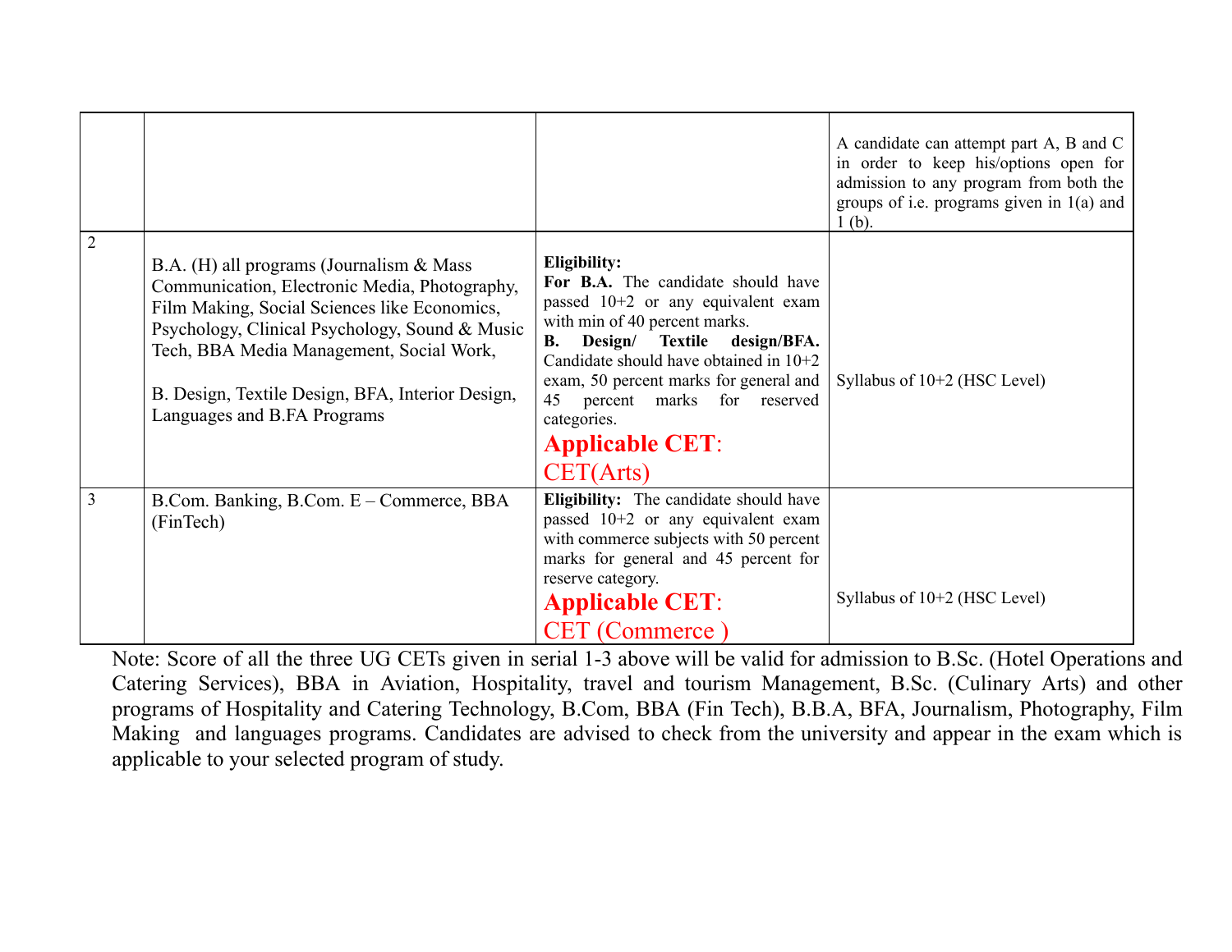| | | | |
|---|---|---|---|
| | | | A candidate can attempt part A, B and C in order to keep his/options open for admission to any program from both the groups of i.e. programs given in 1(a) and 1 (b). |
| 2 | B.A. (H) all programs (Journalism & Mass Communication, Electronic Media, Photography, Film Making, Social Sciences like Economics, Psychology, Clinical Psychology, Sound & Music Tech, BBA Media Management, Social Work,<br><br>B. Design, Textile Design, BFA, Interior Design, Languages and B.FA Programs | **Eligibility:**<br>**For B.A.** The candidate should have passed 10+2 or any equivalent exam with min of 40 percent marks.<br>**B. Design/ Textile design/BFA.** Candidate should have obtained in 10+2 exam, 50 percent marks for general and 45 percent marks for reserved categories.<br>**Applicable CET**:<br>CET(Arts) | Syllabus of 10+2 (HSC Level) |
| 3 | B.Com. Banking, B.Com. E – Commerce, BBA (FinTech) | **Eligibility:** The candidate should have passed 10+2 or any equivalent exam with commerce subjects with 50 percent marks for general and 45 percent for reserve category.<br>**Applicable CET**:<br>CET (Commerce ) | Syllabus of 10+2 (HSC Level) |

Note: Score of all the three UG CETs given in serial 1-3 above will be valid for admission to B.Sc. (Hotel Operations and Catering Services), BBA in Aviation, Hospitality, travel and tourism Management, B.Sc. (Culinary Arts) and other programs of Hospitality and Catering Technology, B.Com, BBA (Fin Tech), B.B.A, BFA, Journalism, Photography, Film Making and languages programs. Candidates are advised to check from the university and appear in the exam which is applicable to your selected program of study.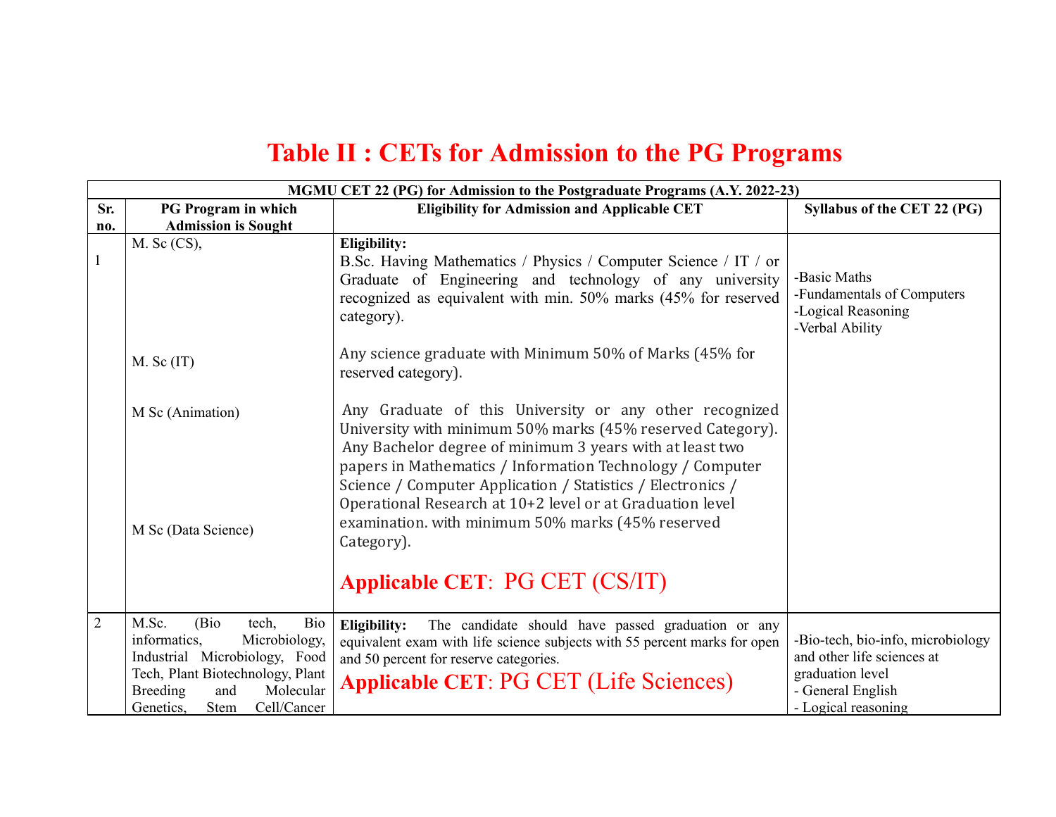# Table II : CETs for Admission to the PG Programs

| MGMU CET 22 (PG) for Admission to the Postgraduate Programs (A.Y. 2022-23) | | | |
|---|---|---|---|
| **Sr. no.** | **PG Program in which Admission is Sought** | **Eligibility for Admission and Applicable CET** | **Syllabus of the CET 22 (PG)** |
| 1 | M. Sc (CS),<br><br>M. Sc (IT)<br><br>M Sc (Animation)<br><br>M Sc (Data Science) | **Eligibility:**<br>B.Sc. Having Mathematics / Physics / Computer Science / IT / or Graduate of Engineering and technology of any university recognized as equivalent with min. 50% marks (45% for reserved category).<br><br>Any science graduate with Minimum 50% of Marks (45% for reserved category).<br><br>Any Graduate of this University or any other recognized University with minimum 50% marks (45% reserved Category).<br>Any Bachelor degree of minimum 3 years with at least two papers in Mathematics / Information Technology / Computer Science / Computer Application / Statistics / Electronics / Operational Research at 10+2 level or at Graduation level examination. with minimum 50% marks (45% reserved Category).<br><br>**Applicable CET**: PG CET (CS/IT) | -Basic Maths<br>-Fundamentals of Computers<br>-Logical Reasoning<br>-Verbal Ability |
| 2 | M.Sc. (Bio tech, Bio informatics, Microbiology, Industrial Microbiology, Food Tech, Plant Biotechnology, Plant Breeding and Molecular Genetics, Stem Cell/Cancer | **Eligibility:** The candidate should have passed graduation or any equivalent exam with life science subjects with 55 percent marks for open and 50 percent for reserve categories.<br>**Applicable CET**: PG CET (Life Sciences) | -Bio-tech, bio-info, microbiology and other life sciences at graduation level<br>- General English<br>- Logical reasoning |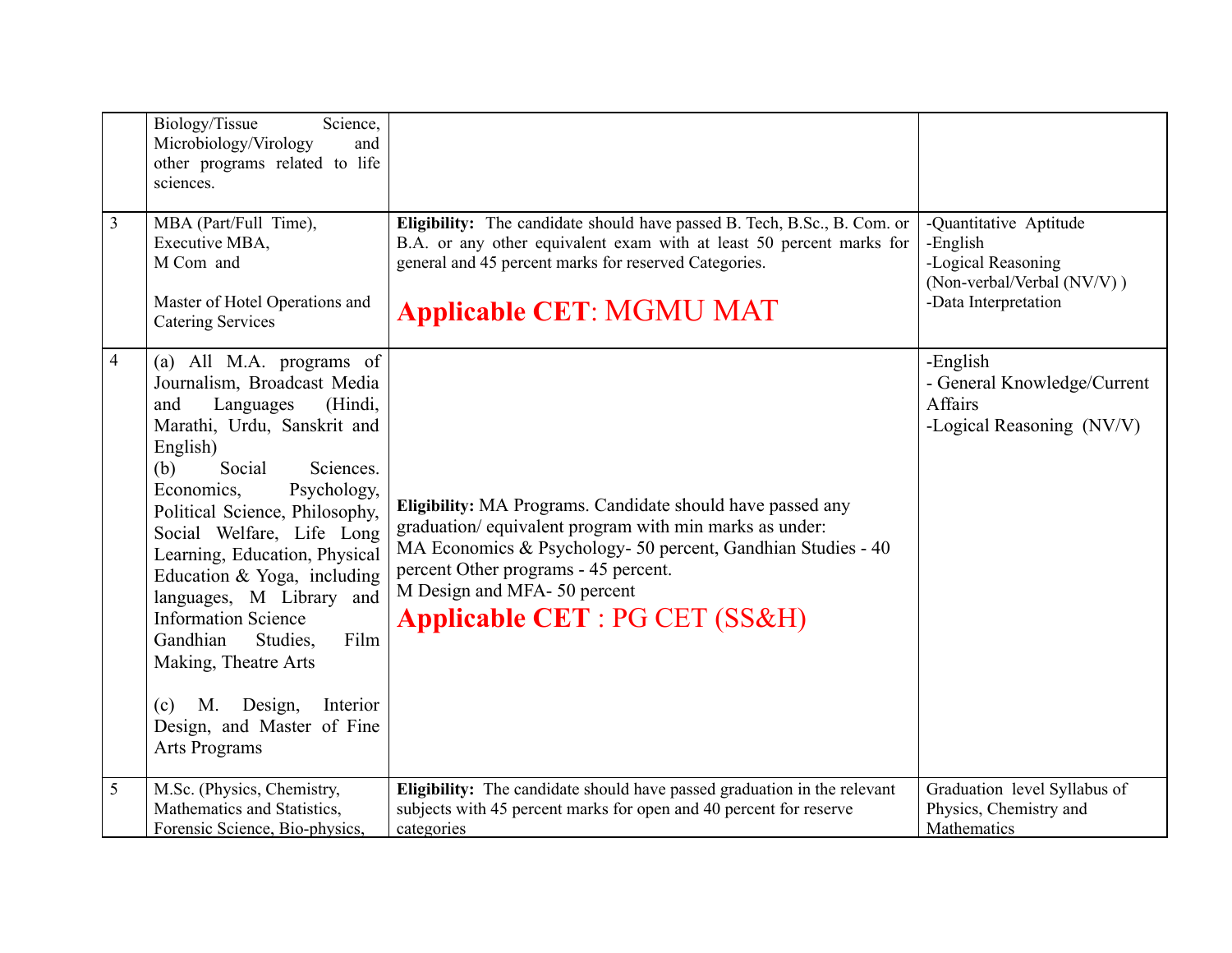|  |  |  |  |
|---|---|---|---|
|  | Biology/Tissue Science, Microbiology/Virology and other programs related to life sciences. |  |  |
| 3 | MBA (Part/Full Time),<br>Executive MBA,<br>M Com and<br><br>Master of Hotel Operations and Catering Services | **Eligibility:** The candidate should have passed B. Tech, B.Sc., B. Com. or B.A. or any other equivalent exam with at least 50 percent marks for general and 45 percent marks for reserved Categories.<br><br>**Applicable CET**: MGMU MAT | -Quantitative Aptitude<br>-English<br>-Logical Reasoning (Non-verbal/Verbal (NV/V) )<br>-Data Interpretation |
| 4 | (a) All M.A. programs of Journalism, Broadcast Media and Languages (Hindi, Marathi, Urdu, Sanskrit and English)<br>(b) Social Sciences. Economics, Psychology, Political Science, Philosophy, Social Welfare, Life Long Learning, Education, Physical Education & Yoga, including languages, M Library and Information Science Gandhian Studies, Film Making, Theatre Arts<br><br>(c) M. Design, Interior Design, and Master of Fine Arts Programs | **Eligibility:** MA Programs. Candidate should have passed any graduation/ equivalent program with min marks as under:<br>MA Economics & Psychology- 50 percent, Gandhian Studies - 40 percent Other programs - 45 percent.<br>M Design and MFA- 50 percent<br>**Applicable CET** : PG CET (SS&H) | -English<br>- General Knowledge/Current Affairs<br>-Logical Reasoning (NV/V) |
| 5 | M.Sc. (Physics, Chemistry, Mathematics and Statistics, Forensic Science, Bio-physics, | **Eligibility:** The candidate should have passed graduation in the relevant subjects with 45 percent marks for open and 40 percent for reserve categories | Graduation level Syllabus of Physics, Chemistry and Mathematics |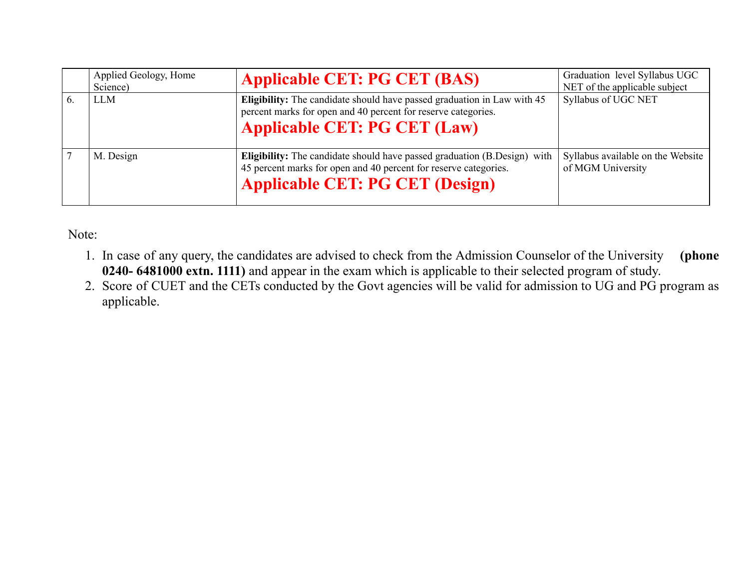| | | | |
|---|---|---|---|
| | Applied Geology, Home Science) | **Applicable CET: PG CET (BAS)** | Graduation level Syllabus UGC NET of the applicable subject |
| 6. | LLM | **Eligibility:** The candidate should have passed graduation in Law with 45 percent marks for open and 40 percent for reserve categories. **Applicable CET: PG CET (Law)** | Syllabus of UGC NET |
| 7 | M. Design | **Eligibility:** The candidate should have passed graduation (B.Design) with 45 percent marks for open and 40 percent for reserve categories. **Applicable CET: PG CET (Design)** | Syllabus available on the Website of MGM University |

Note:

1. In case of any query, the candidates are advised to check from the Admission Counselor of the University **(phone 0240- 6481000 extn. 1111)** and appear in the exam which is applicable to their selected program of study.
2. Score of CUET and the CETs conducted by the Govt agencies will be valid for admission to UG and PG program as applicable.